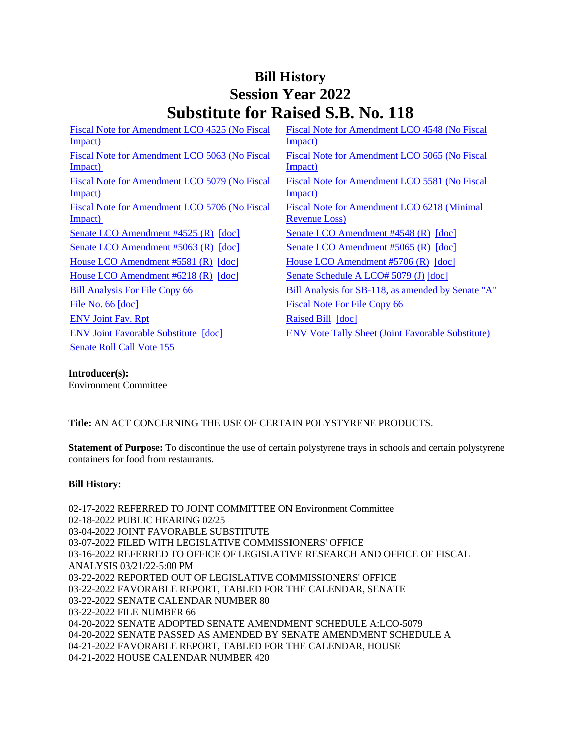# Bill History
# Session Year 2022
# Substitute for Raised S.B. No. 118

Fiscal Note for Amendment LCO 4525 (No Fiscal Impact)

Fiscal Note for Amendment LCO 4548 (No Fiscal Impact)

Fiscal Note for Amendment LCO 5063 (No Fiscal Impact)

Fiscal Note for Amendment LCO 5065 (No Fiscal Impact)

Fiscal Note for Amendment LCO 5079 (No Fiscal Impact)

Fiscal Note for Amendment LCO 5581 (No Fiscal Impact)

Fiscal Note for Amendment LCO 5706 (No Fiscal Impact)

Fiscal Note for Amendment LCO 6218 (Minimal Revenue Loss)

Senate LCO Amendment #4525 (R) [doc]

Senate LCO Amendment #4548 (R) [doc]

Senate LCO Amendment #5063 (R) [doc]

Senate LCO Amendment #5065 (R) [doc]

House LCO Amendment #5581 (R) [doc]

House LCO Amendment #5706 (R) [doc]

House LCO Amendment #6218 (R) [doc]

Senate Schedule A LCO# 5079 (J) [doc]

Bill Analysis For File Copy 66

Bill Analysis for SB-118, as amended by Senate "A"

File No. 66 [doc]

Fiscal Note For File Copy 66

ENV Joint Fav. Rpt

Raised Bill [doc]

ENV Joint Favorable Substitute [doc]

ENV Vote Tally Sheet (Joint Favorable Substitute)

Senate Roll Call Vote 155

**Introducer(s):**
Environment Committee

**Title:** AN ACT CONCERNING THE USE OF CERTAIN POLYSTYRENE PRODUCTS.

**Statement of Purpose:** To discontinue the use of certain polystyrene trays in schools and certain polystyrene containers for food from restaurants.

**Bill History:**

02-17-2022 REFERRED TO JOINT COMMITTEE ON Environment Committee
02-18-2022 PUBLIC HEARING 02/25
03-04-2022 JOINT FAVORABLE SUBSTITUTE
03-07-2022 FILED WITH LEGISLATIVE COMMISSIONERS' OFFICE
03-16-2022 REFERRED TO OFFICE OF LEGISLATIVE RESEARCH AND OFFICE OF FISCAL ANALYSIS 03/21/22-5:00 PM
03-22-2022 REPORTED OUT OF LEGISLATIVE COMMISSIONERS' OFFICE
03-22-2022 FAVORABLE REPORT, TABLED FOR THE CALENDAR, SENATE
03-22-2022 SENATE CALENDAR NUMBER 80
03-22-2022 FILE NUMBER 66
04-20-2022 SENATE ADOPTED SENATE AMENDMENT SCHEDULE A:LCO-5079
04-20-2022 SENATE PASSED AS AMENDED BY SENATE AMENDMENT SCHEDULE A
04-21-2022 FAVORABLE REPORT, TABLED FOR THE CALENDAR, HOUSE
04-21-2022 HOUSE CALENDAR NUMBER 420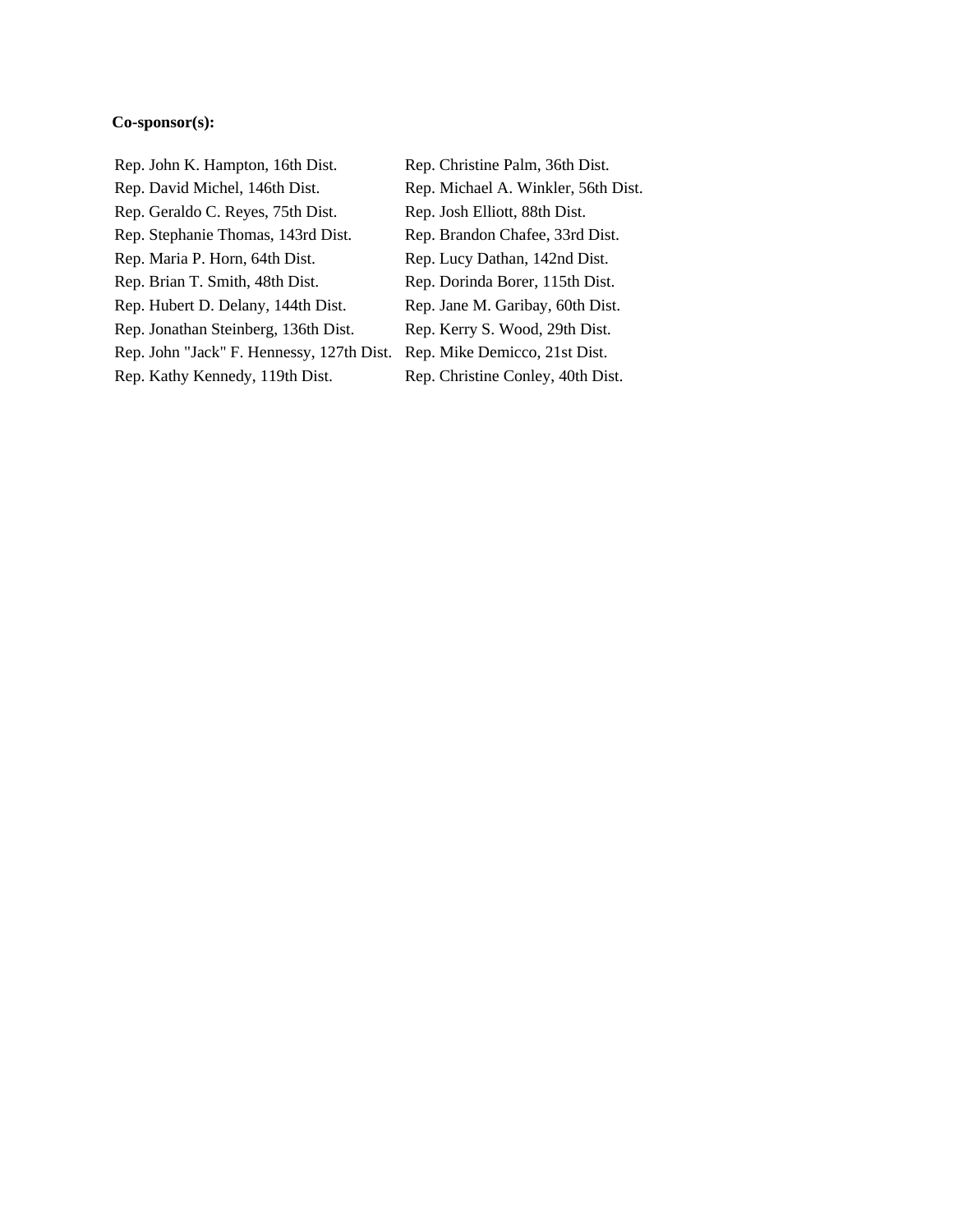**Co-sponsor(s):**

Rep. John K. Hampton, 16th Dist.
Rep. David Michel, 146th Dist.
Rep. Geraldo C. Reyes, 75th Dist.
Rep. Stephanie Thomas, 143rd Dist.
Rep. Maria P. Horn, 64th Dist.
Rep. Brian T. Smith, 48th Dist.
Rep. Hubert D. Delany, 144th Dist.
Rep. Jonathan Steinberg, 136th Dist.
Rep. John "Jack" F. Hennessy, 127th Dist.
Rep. Kathy Kennedy, 119th Dist.
Rep. Christine Palm, 36th Dist.
Rep. Michael A. Winkler, 56th Dist.
Rep. Josh Elliott, 88th Dist.
Rep. Brandon Chafee, 33rd Dist.
Rep. Lucy Dathan, 142nd Dist.
Rep. Dorinda Borer, 115th Dist.
Rep. Jane M. Garibay, 60th Dist.
Rep. Kerry S. Wood, 29th Dist.
Rep. Mike Demicco, 21st Dist.
Rep. Christine Conley, 40th Dist.